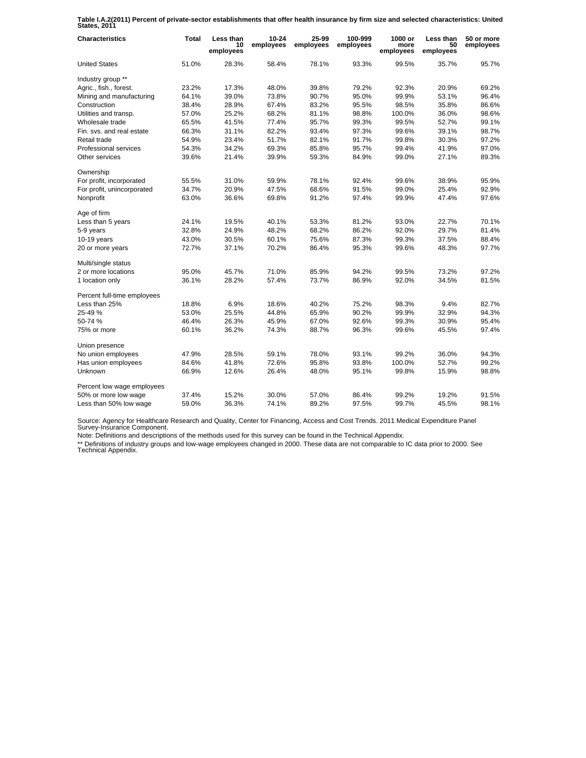**Table I.A.2(2011) Percent of private-sector establishments that offer health insurance by firm size and selected characteristics: United States, 2011**

| Characteristics | Total | Less than 10 employees | 10-24 employees | 25-99 employees | 100-999 employees | 1000 or more employees | Less than 50 employees | 50 or more employees |
|---|---|---|---|---|---|---|---|---|
| United States | 51.0% | 28.3% | 58.4% | 78.1% | 93.3% | 99.5% | 35.7% | 95.7% |
| Industry group ** | | | | | | | | |
| Agric., fish., forest. | 23.2% | 17.3% | 48.0% | 39.8% | 79.2% | 92.3% | 20.9% | 69.2% |
| Mining and manufacturing | 64.1% | 39.0% | 73.8% | 90.7% | 95.0% | 99.9% | 53.1% | 96.4% |
| Construction | 38.4% | 28.9% | 67.4% | 83.2% | 95.5% | 98.5% | 35.8% | 86.6% |
| Utilities and transp. | 57.0% | 25.2% | 68.2% | 81.1% | 98.8% | 100.0% | 36.0% | 98.6% |
| Wholesale trade | 65.5% | 41.5% | 77.4% | 95.7% | 99.3% | 99.5% | 52.7% | 99.1% |
| Fin. svs. and real estate | 66.3% | 31.1% | 82.2% | 93.4% | 97.3% | 99.6% | 39.1% | 98.7% |
| Retail trade | 54.9% | 23.4% | 51.7% | 82.1% | 91.7% | 99.8% | 30.3% | 97.2% |
| Professional services | 54.3% | 34.2% | 69.3% | 85.8% | 95.7% | 99.4% | 41.9% | 97.0% |
| Other services | 39.6% | 21.4% | 39.9% | 59.3% | 84.9% | 99.0% | 27.1% | 89.3% |
| Ownership | | | | | | | | |
| For profit, incorporated | 55.5% | 31.0% | 59.9% | 78.1% | 92.4% | 99.6% | 38.9% | 95.9% |
| For profit, unincorporated | 34.7% | 20.9% | 47.5% | 68.6% | 91.5% | 99.0% | 25.4% | 92.9% |
| Nonprofit | 63.0% | 36.6% | 69.8% | 91.2% | 97.4% | 99.9% | 47.4% | 97.6% |
| Age of firm | | | | | | | | |
| Less than 5 years | 24.1% | 19.5% | 40.1% | 53.3% | 81.2% | 93.0% | 22.7% | 70.1% |
| 5-9 years | 32.8% | 24.9% | 48.2% | 68.2% | 86.2% | 92.0% | 29.7% | 81.4% |
| 10-19 years | 43.0% | 30.5% | 60.1% | 75.6% | 87.3% | 99.3% | 37.5% | 88.4% |
| 20 or more years | 72.7% | 37.1% | 70.2% | 86.4% | 95.3% | 99.6% | 48.3% | 97.7% |
| Multi/single status | | | | | | | | |
| 2 or more locations | 95.0% | 45.7% | 71.0% | 85.9% | 94.2% | 99.5% | 73.2% | 97.2% |
| 1 location only | 36.1% | 28.2% | 57.4% | 73.7% | 86.9% | 92.0% | 34.5% | 81.5% |
| Percent full-time employees | | | | | | | | |
| Less than 25% | 18.8% | 6.9% | 18.6% | 40.2% | 75.2% | 98.3% | 9.4% | 82.7% |
| 25-49 % | 53.0% | 25.5% | 44.8% | 65.9% | 90.2% | 99.9% | 32.9% | 94.3% |
| 50-74 % | 46.4% | 26.3% | 45.9% | 67.0% | 92.6% | 99.3% | 30.9% | 95.4% |
| 75% or more | 60.1% | 36.2% | 74.3% | 88.7% | 96.3% | 99.6% | 45.5% | 97.4% |
| Union presence | | | | | | | | |
| No union employees | 47.9% | 28.5% | 59.1% | 78.0% | 93.1% | 99.2% | 36.0% | 94.3% |
| Has union employees | 84.6% | 41.8% | 72.6% | 95.8% | 93.8% | 100.0% | 52.7% | 99.2% |
| Unknown | 66.9% | 12.6% | 26.4% | 48.0% | 95.1% | 99.8% | 15.9% | 98.8% |
| Percent low wage employees | | | | | | | | |
| 50% or more low wage | 37.4% | 15.2% | 30.0% | 57.0% | 86.4% | 99.2% | 19.2% | 91.5% |
| Less than 50% low wage | 59.0% | 36.3% | 74.1% | 89.2% | 97.5% | 99.7% | 45.5% | 98.1% |

Source: Agency for Healthcare Research and Quality, Center for Financing, Access and Cost Trends. 2011 Medical Expenditure Panel Survey-Insurance Component.

Note: Definitions and descriptions of the methods used for this survey can be found in the Technical Appendix.

** Definitions of industry groups and low-wage employees changed in 2000. These data are not comparable to IC data prior to 2000. See Technical Appendix.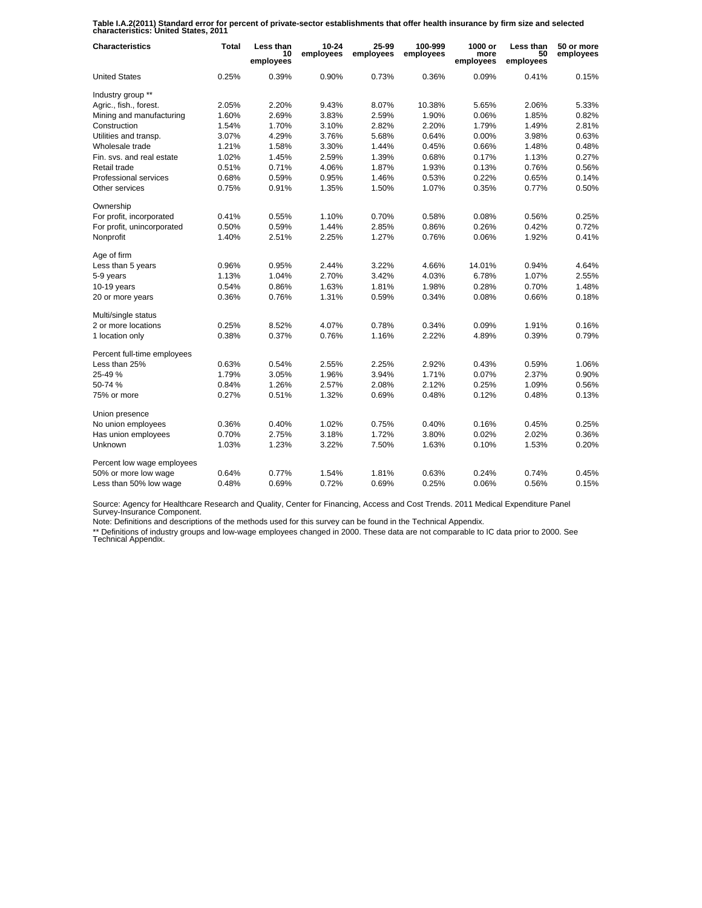**Table I.A.2(2011) Standard error for percent of private-sector establishments that offer health insurance by firm size and selected characteristics: United States, 2011**

| Characteristics | Total | Less than 10 employees | 10-24 employees | 25-99 employees | 100-999 employees | 1000 or more employees | Less than 50 employees | 50 or more employees |
|---|---|---|---|---|---|---|---|---|
| United States | 0.25% | 0.39% | 0.90% | 0.73% | 0.36% | 0.09% | 0.41% | 0.15% |
| Industry group ** | | | | | | | | |
| Agric., fish., forest. | 2.05% | 2.20% | 9.43% | 8.07% | 10.38% | 5.65% | 2.06% | 5.33% |
| Mining and manufacturing | 1.60% | 2.69% | 3.83% | 2.59% | 1.90% | 0.06% | 1.85% | 0.82% |
| Construction | 1.54% | 1.70% | 3.10% | 2.82% | 2.20% | 1.79% | 1.49% | 2.81% |
| Utilities and transp. | 3.07% | 4.29% | 3.76% | 5.68% | 0.64% | 0.00% | 3.98% | 0.63% |
| Wholesale trade | 1.21% | 1.58% | 3.30% | 1.44% | 0.45% | 0.66% | 1.48% | 0.48% |
| Fin. svs. and real estate | 1.02% | 1.45% | 2.59% | 1.39% | 0.68% | 0.17% | 1.13% | 0.27% |
| Retail trade | 0.51% | 0.71% | 4.06% | 1.87% | 1.93% | 0.13% | 0.76% | 0.56% |
| Professional services | 0.68% | 0.59% | 0.95% | 1.46% | 0.53% | 0.22% | 0.65% | 0.14% |
| Other services | 0.75% | 0.91% | 1.35% | 1.50% | 1.07% | 0.35% | 0.77% | 0.50% |
| Ownership | | | | | | | | |
| For profit, incorporated | 0.41% | 0.55% | 1.10% | 0.70% | 0.58% | 0.08% | 0.56% | 0.25% |
| For profit, unincorporated | 0.50% | 0.59% | 1.44% | 2.85% | 0.86% | 0.26% | 0.42% | 0.72% |
| Nonprofit | 1.40% | 2.51% | 2.25% | 1.27% | 0.76% | 0.06% | 1.92% | 0.41% |
| Age of firm | | | | | | | | |
| Less than 5 years | 0.96% | 0.95% | 2.44% | 3.22% | 4.66% | 14.01% | 0.94% | 4.64% |
| 5-9 years | 1.13% | 1.04% | 2.70% | 3.42% | 4.03% | 6.78% | 1.07% | 2.55% |
| 10-19 years | 0.54% | 0.86% | 1.63% | 1.81% | 1.98% | 0.28% | 0.70% | 1.48% |
| 20 or more years | 0.36% | 0.76% | 1.31% | 0.59% | 0.34% | 0.08% | 0.66% | 0.18% |
| Multi/single status | | | | | | | | |
| 2 or more locations | 0.25% | 8.52% | 4.07% | 0.78% | 0.34% | 0.09% | 1.91% | 0.16% |
| 1 location only | 0.38% | 0.37% | 0.76% | 1.16% | 2.22% | 4.89% | 0.39% | 0.79% |
| Percent full-time employees | | | | | | | | |
| Less than 25% | 0.63% | 0.54% | 2.55% | 2.25% | 2.92% | 0.43% | 0.59% | 1.06% |
| 25-49 % | 1.79% | 3.05% | 1.96% | 3.94% | 1.71% | 0.07% | 2.37% | 0.90% |
| 50-74 % | 0.84% | 1.26% | 2.57% | 2.08% | 2.12% | 0.25% | 1.09% | 0.56% |
| 75% or more | 0.27% | 0.51% | 1.32% | 0.69% | 0.48% | 0.12% | 0.48% | 0.13% |
| Union presence | | | | | | | | |
| No union employees | 0.36% | 0.40% | 1.02% | 0.75% | 0.40% | 0.16% | 0.45% | 0.25% |
| Has union employees | 0.70% | 2.75% | 3.18% | 1.72% | 3.80% | 0.02% | 2.02% | 0.36% |
| Unknown | 1.03% | 1.23% | 3.22% | 7.50% | 1.63% | 0.10% | 1.53% | 0.20% |
| Percent low wage employees | | | | | | | | |
| 50% or more low wage | 0.64% | 0.77% | 1.54% | 1.81% | 0.63% | 0.24% | 0.74% | 0.45% |
| Less than 50% low wage | 0.48% | 0.69% | 0.72% | 0.69% | 0.25% | 0.06% | 0.56% | 0.15% |

Source: Agency for Healthcare Research and Quality, Center for Financing, Access and Cost Trends. 2011 Medical Expenditure Panel Survey-Insurance Component.

Note: Definitions and descriptions of the methods used for this survey can be found in the Technical Appendix.

** Definitions of industry groups and low-wage employees changed in 2000. These data are not comparable to IC data prior to 2000. See Technical Appendix.